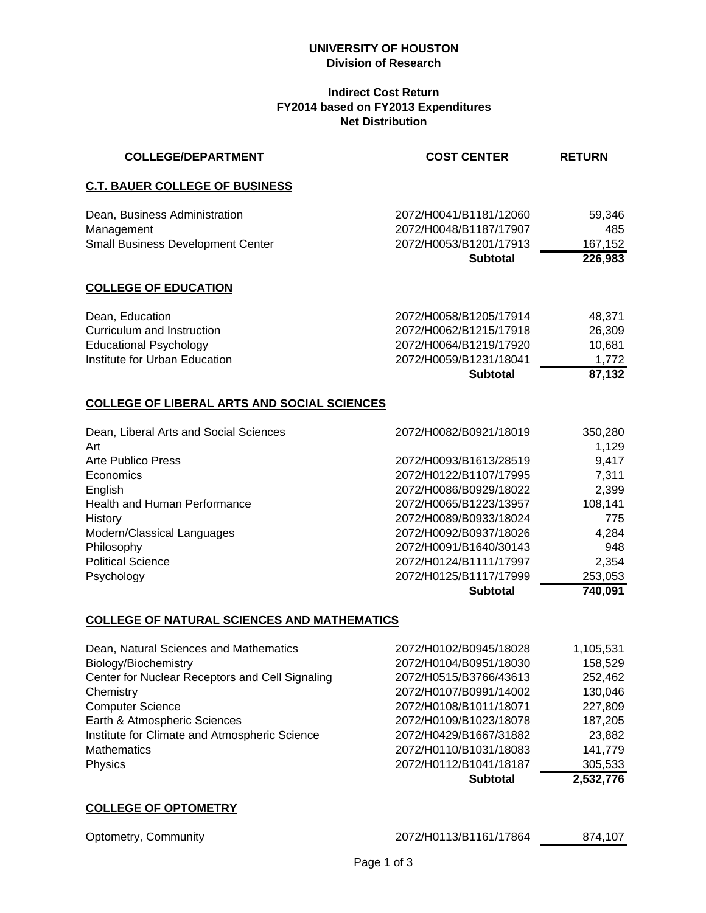**UNIVERSITY OF HOUSTON**
**Division of Research**

**Indirect Cost Return**
**FY2014 based on FY2013 Expenditures**
**Net Distribution**

| COLLEGE/DEPARTMENT | COST CENTER | RETURN |
|---|---|---|
| **C.T. BAUER COLLEGE OF BUSINESS** | | |
| Dean, Business Administration | 2072/H0041/B1181/12060 | 59,346 |
| Management | 2072/H0048/B1187/17907 | 485 |
| Small Business Development Center | 2072/H0053/B1201/17913 | 167,152 |
| | **Subtotal** | **226,983** |
| **COLLEGE OF EDUCATION** | | |
| Dean, Education | 2072/H0058/B1205/17914 | 48,371 |
| Curriculum and Instruction | 2072/H0062/B1215/17918 | 26,309 |
| Educational Psychology | 2072/H0064/B1219/17920 | 10,681 |
| Institute for Urban Education | 2072/H0059/B1231/18041 | 1,772 |
| | **Subtotal** | **87,132** |
| **COLLEGE OF LIBERAL ARTS AND SOCIAL SCIENCES** | | |
| Dean, Liberal Arts and Social Sciences | 2072/H0082/B0921/18019 | 350,280 |
| Art | | 1,129 |
| Arte Publico Press | 2072/H0093/B1613/28519 | 9,417 |
| Economics | 2072/H0122/B1107/17995 | 7,311 |
| English | 2072/H0086/B0929/18022 | 2,399 |
| Health and Human Performance | 2072/H0065/B1223/13957 | 108,141 |
| History | 2072/H0089/B0933/18024 | 775 |
| Modern/Classical Languages | 2072/H0092/B0937/18026 | 4,284 |
| Philosophy | 2072/H0091/B1640/30143 | 948 |
| Political Science | 2072/H0124/B1111/17997 | 2,354 |
| Psychology | 2072/H0125/B1117/17999 | 253,053 |
| | **Subtotal** | **740,091** |
| **COLLEGE OF NATURAL SCIENCES AND MATHEMATICS** | | |
| Dean, Natural Sciences and Mathematics | 2072/H0102/B0945/18028 | 1,105,531 |
| Biology/Biochemistry | 2072/H0104/B0951/18030 | 158,529 |
| Center for Nuclear Receptors and Cell Signaling | 2072/H0515/B3766/43613 | 252,462 |
| Chemistry | 2072/H0107/B0991/14002 | 130,046 |
| Computer Science | 2072/H0108/B1011/18071 | 227,809 |
| Earth & Atmospheric Sciences | 2072/H0109/B1023/18078 | 187,205 |
| Institute for Climate and Atmospheric Science | 2072/H0429/B1667/31882 | 23,882 |
| Mathematics | 2072/H0110/B1031/18083 | 141,779 |
| Physics | 2072/H0112/B1041/18187 | 305,533 |
| | **Subtotal** | **2,532,776** |
| **COLLEGE OF OPTOMETRY** | | |
| Optometry, Community | 2072/H0113/B1161/17864 | 874,107 |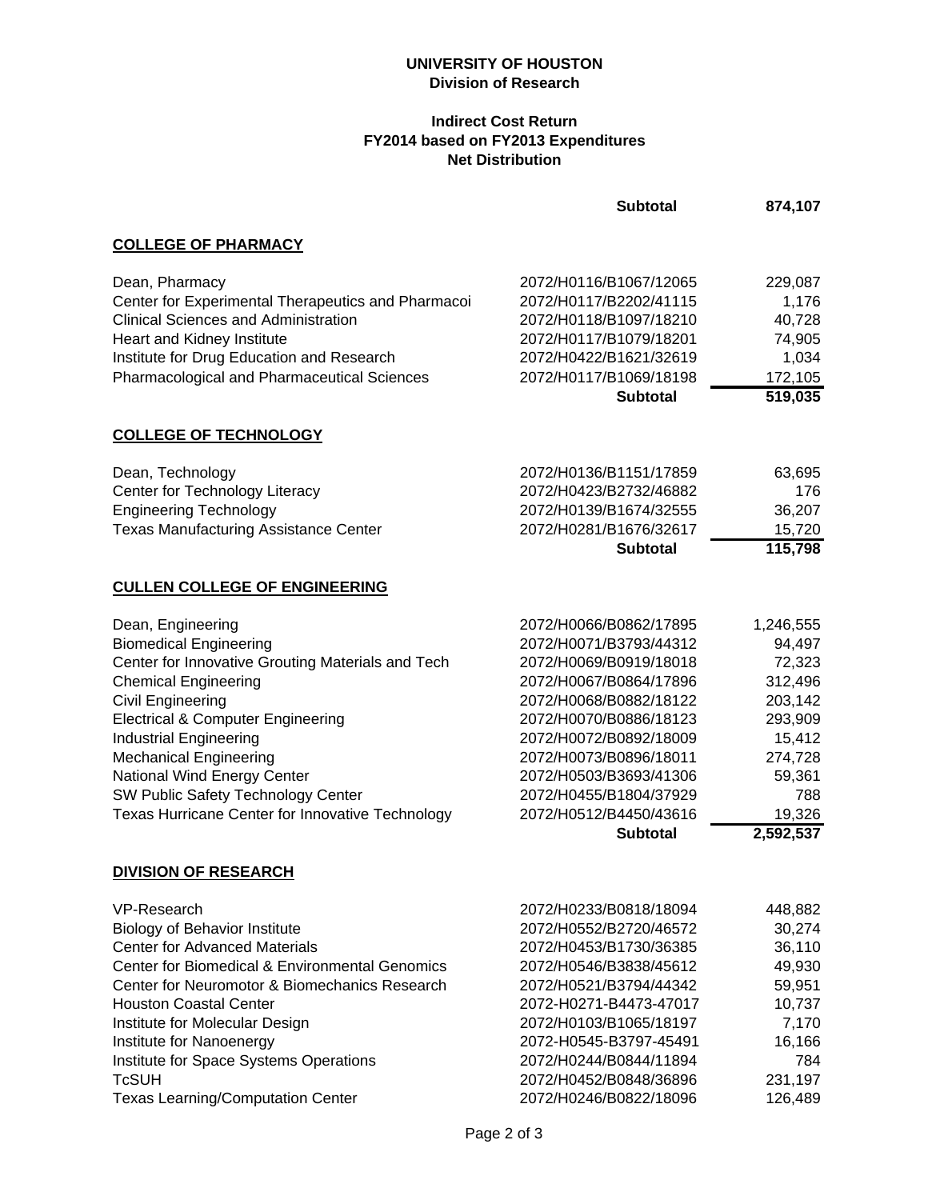**UNIVERSITY OF HOUSTON**
**Division of Research**

**Indirect Cost Return**
**FY2014 based on FY2013 Expenditures**
**Net Distribution**

| | | |
|---|---|---|
| | **Subtotal** | **874,107** |

**COLLEGE OF PHARMACY**

| | | |
|---|---|---|
| Dean, Pharmacy | 2072/H0116/B1067/12065 | 229,087 |
| Center for Experimental Therapeutics and Pharmacoi | 2072/H0117/B2202/41115 | 1,176 |
| Clinical Sciences and Administration | 2072/H0118/B1097/18210 | 40,728 |
| Heart and Kidney Institute | 2072/H0117/B1079/18201 | 74,905 |
| Institute for Drug Education and Research | 2072/H0422/B1621/32619 | 1,034 |
| Pharmacological and Pharmaceutical Sciences | 2072/H0117/B1069/18198 | 172,105 |
| | **Subtotal** | **519,035** |

**COLLEGE OF TECHNOLOGY**

| | | |
|---|---|---|
| Dean, Technology | 2072/H0136/B1151/17859 | 63,695 |
| Center for Technology Literacy | 2072/H0423/B2732/46882 | 176 |
| Engineering Technology | 2072/H0139/B1674/32555 | 36,207 |
| Texas Manufacturing Assistance Center | 2072/H0281/B1676/32617 | 15,720 |
| | **Subtotal** | **115,798** |

**CULLEN COLLEGE OF ENGINEERING**

| | | |
|---|---|---|
| Dean, Engineering | 2072/H0066/B0862/17895 | 1,246,555 |
| Biomedical Engineering | 2072/H0071/B3793/44312 | 94,497 |
| Center for Innovative Grouting Materials and Tech | 2072/H0069/B0919/18018 | 72,323 |
| Chemical Engineering | 2072/H0067/B0864/17896 | 312,496 |
| Civil Engineering | 2072/H0068/B0882/18122 | 203,142 |
| Electrical & Computer Engineering | 2072/H0070/B0886/18123 | 293,909 |
| Industrial Engineering | 2072/H0072/B0892/18009 | 15,412 |
| Mechanical Engineering | 2072/H0073/B0896/18011 | 274,728 |
| National Wind Energy Center | 2072/H0503/B3693/41306 | 59,361 |
| SW Public Safety Technology Center | 2072/H0455/B1804/37929 | 788 |
| Texas Hurricane Center for Innovative Technology | 2072/H0512/B4450/43616 | 19,326 |
| | **Subtotal** | **2,592,537** |

**DIVISION OF RESEARCH**

| | | |
|---|---|---|
| VP-Research | 2072/H0233/B0818/18094 | 448,882 |
| Biology of Behavior Institute | 2072/H0552/B2720/46572 | 30,274 |
| Center for Advanced Materials | 2072/H0453/B1730/36385 | 36,110 |
| Center for Biomedical & Environmental Genomics | 2072/H0546/B3838/45612 | 49,930 |
| Center for Neuromotor & Biomechanics Research | 2072/H0521/B3794/44342 | 59,951 |
| Houston Coastal Center | 2072-H0271-B4473-47017 | 10,737 |
| Institute for Molecular Design | 2072/H0103/B1065/18197 | 7,170 |
| Institute for Nanoenergy | 2072-H0545-B3797-45491 | 16,166 |
| Institute for Space Systems Operations | 2072/H0244/B0844/11894 | 784 |
| TcSUH | 2072/H0452/B0848/36896 | 231,197 |
| Texas Learning/Computation Center | 2072/H0246/B0822/18096 | 126,489 |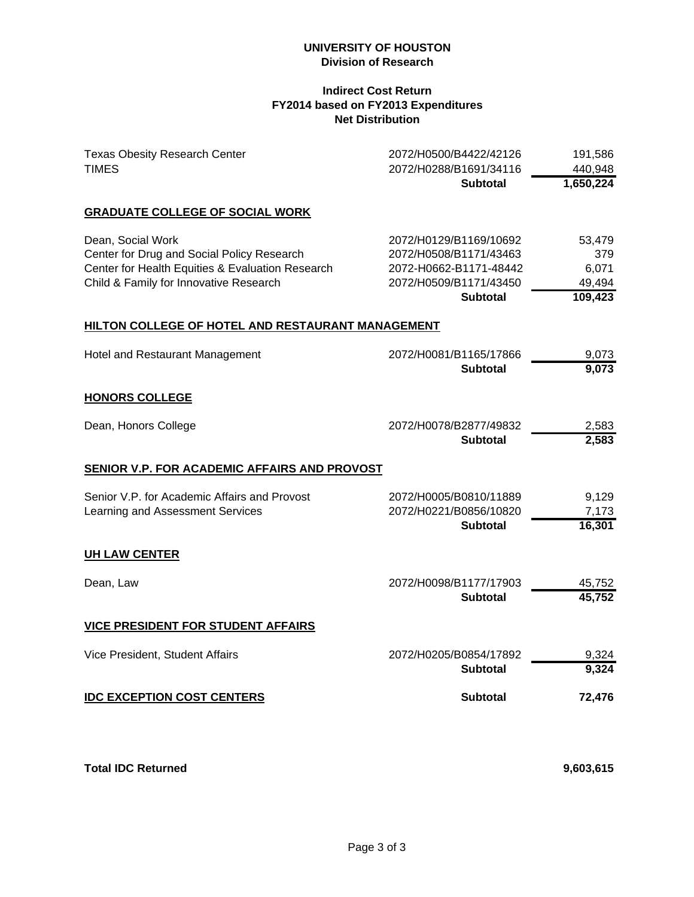**UNIVERSITY OF HOUSTON**
**Division of Research**

**Indirect Cost Return**
**FY2014 based on FY2013 Expenditures**
**Net Distribution**

| | | |
|---|---|---|
| Texas Obesity Research Center | 2072/H0500/B4422/42126 | 191,586 |
| TIMES | 2072/H0288/B1691/34116 | 440,948 |
| | **Subtotal** | **1,650,224** |
| **GRADUATE COLLEGE OF SOCIAL WORK** | | |
| Dean, Social Work | 2072/H0129/B1169/10692 | 53,479 |
| Center for Drug and Social Policy Research | 2072/H0508/B1171/43463 | 379 |
| Center for Health Equities & Evaluation Research | 2072-H0662-B1171-48442 | 6,071 |
| Child & Family for Innovative Research | 2072/H0509/B1171/43450 | 49,494 |
| | **Subtotal** | **109,423** |
| **HILTON COLLEGE OF HOTEL AND RESTAURANT MANAGEMENT** | | |
| Hotel and Restaurant Management | 2072/H0081/B1165/17866 | 9,073 |
| | **Subtotal** | **9,073** |
| **HONORS COLLEGE** | | |
| Dean, Honors College | 2072/H0078/B2877/49832 | 2,583 |
| | **Subtotal** | **2,583** |
| **SENIOR V.P. FOR ACADEMIC AFFAIRS AND PROVOST** | | |
| Senior V.P. for Academic Affairs and Provost | 2072/H0005/B0810/11889 | 9,129 |
| Learning and Assessment Services | 2072/H0221/B0856/10820 | 7,173 |
| | **Subtotal** | **16,301** |
| **UH LAW CENTER** | | |
| Dean, Law | 2072/H0098/B1177/17903 | 45,752 |
| | **Subtotal** | **45,752** |
| **VICE PRESIDENT FOR STUDENT AFFAIRS** | | |
| Vice President, Student Affairs | 2072/H0205/B0854/17892 | 9,324 |
| | **Subtotal** | **9,324** |
| **IDC EXCEPTION COST CENTERS** | **Subtotal** | **72,476** |
| **Total IDC Returned** | | **9,603,615** |